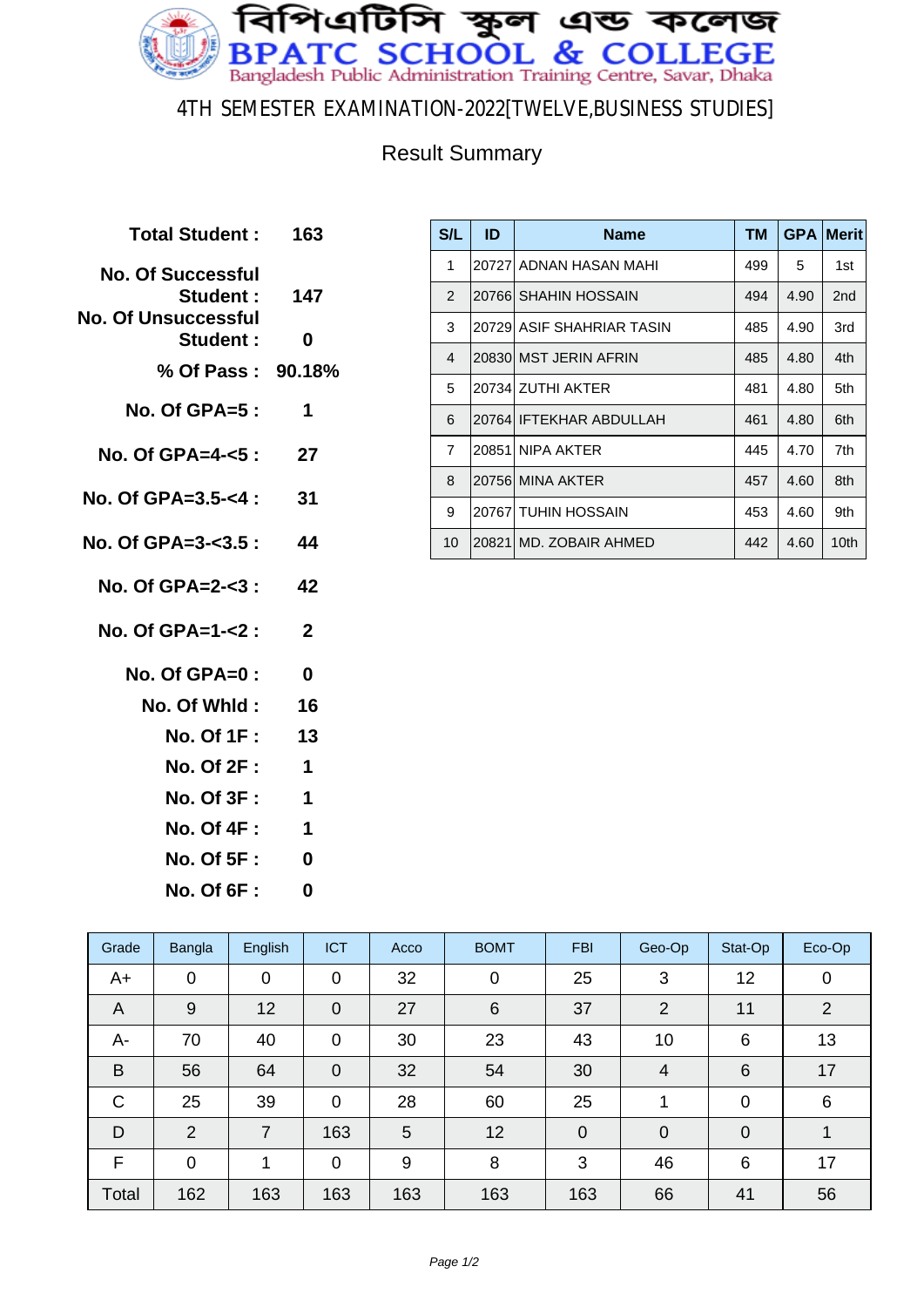# বিপিএটিসি স্কুল এন্ড কলেজ

# BPATC SCHOOL & COLLEGE

Bangladesh Public Administration Training Centre, Savar, Dhaka

## 4TH SEMESTER EXAMINATION-2022[TWELVE,BUSINESS STUDIES]

### Result Summary

| | |
|---|---|
| **Total Student :** | **163** |
| **No. Of Successful Student :** | **147** |
| **No. Of Unsuccessful Student :** | **0** |
| **% Of Pass :** | **90.18%** |
| **No. Of GPA=5 :** | **1** |
| **No. Of GPA=4-<5 :** | **27** |
| **No. Of GPA=3.5-<4 :** | **31** |
| **No. Of GPA=3-<3.5 :** | **44** |
| **No. Of GPA=2-<3 :** | **42** |
| **No. Of GPA=1-<2 :** | **2** |
| **No. Of GPA=0 :** | **0** |
| **No. Of Whld :** | **16** |
| **No. Of 1F :** | **13** |
| **No. Of 2F :** | **1** |
| **No. Of 3F :** | **1** |
| **No. Of 4F :** | **1** |
| **No. Of 5F :** | **0** |
| **No. Of 6F :** | **0** |

| S/L | ID | Name | TM | GPA | Merit |
|---|---|---|---|---|---|
| 1 | 20727 | ADNAN HASAN MAHI | 499 | 5 | 1st |
| 2 | 20766 | SHAHIN HOSSAIN | 494 | 4.90 | 2nd |
| 3 | 20729 | ASIF SHAHRIAR TASIN | 485 | 4.90 | 3rd |
| 4 | 20830 | MST JERIN AFRIN | 485 | 4.80 | 4th |
| 5 | 20734 | ZUTHI AKTER | 481 | 4.80 | 5th |
| 6 | 20764 | IFTEKHAR ABDULLAH | 461 | 4.80 | 6th |
| 7 | 20851 | NIPA AKTER | 445 | 4.70 | 7th |
| 8 | 20756 | MINA AKTER | 457 | 4.60 | 8th |
| 9 | 20767 | TUHIN HOSSAIN | 453 | 4.60 | 9th |
| 10 | 20821 | MD. ZOBAIR AHMED | 442 | 4.60 | 10th |

| Grade | Bangla | English | ICT | Acco | BOMT | FBI | Geo-Op | Stat-Op | Eco-Op |
|---|---|---|---|---|---|---|---|---|---|
| A+ | 0 | 0 | 0 | 32 | 0 | 25 | 3 | 12 | 0 |
| A | 9 | 12 | 0 | 27 | 6 | 37 | 2 | 11 | 2 |
| A- | 70 | 40 | 0 | 30 | 23 | 43 | 10 | 6 | 13 |
| B | 56 | 64 | 0 | 32 | 54 | 30 | 4 | 6 | 17 |
| C | 25 | 39 | 0 | 28 | 60 | 25 | 1 | 0 | 6 |
| D | 2 | 7 | 163 | 5 | 12 | 0 | 0 | 0 | 1 |
| F | 0 | 1 | 0 | 9 | 8 | 3 | 46 | 6 | 17 |
| Total | 162 | 163 | 163 | 163 | 163 | 163 | 66 | 41 | 56 |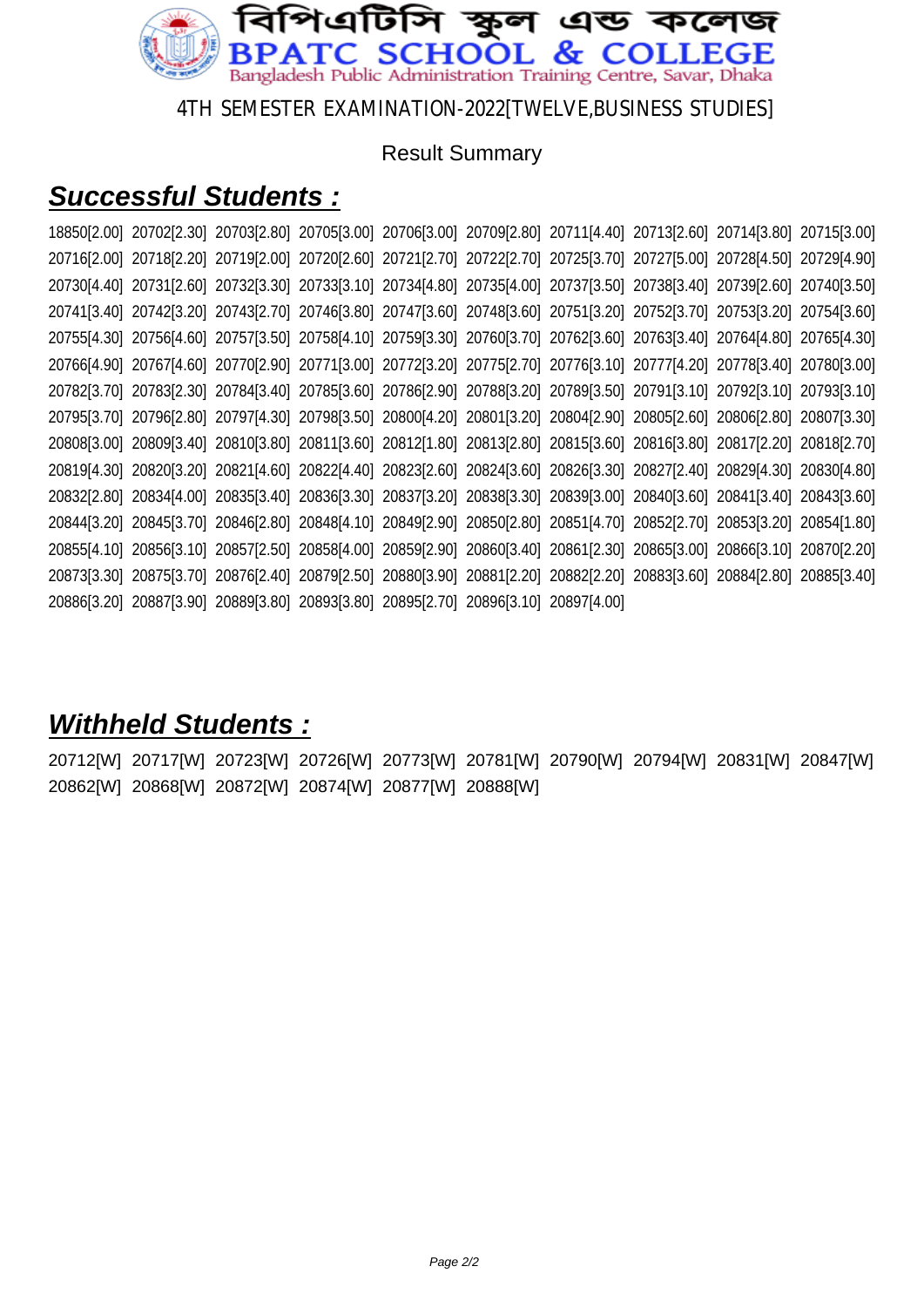বিপিএটিসি স্কুল এন্ড কলেজ

# BPATC SCHOOL & COLLEGE

Bangladesh Public Administration Training Centre, Savar, Dhaka

4TH SEMESTER EXAMINATION-2022[TWELVE,BUSINESS STUDIES]

Result Summary

## ***Successful Students :***

18850[2.00] 20702[2.30] 20703[2.80] 20705[3.00] 20706[3.00] 20709[2.80] 20711[4.40] 20713[2.60] 20714[3.80] 20715[3.00] 20716[2.00] 20718[2.20] 20719[2.00] 20720[2.60] 20721[2.70] 20722[2.70] 20725[3.70] 20727[5.00] 20728[4.50] 20729[4.90] 20730[4.40] 20731[2.60] 20732[3.30] 20733[3.10] 20734[4.80] 20735[4.00] 20737[3.50] 20738[3.40] 20739[2.60] 20740[3.50] 20741[3.40] 20742[3.20] 20743[2.70] 20746[3.80] 20747[3.60] 20748[3.60] 20751[3.20] 20752[3.70] 20753[3.20] 20754[3.60] 20755[4.30] 20756[4.60] 20757[3.50] 20758[4.10] 20759[3.30] 20760[3.70] 20762[3.60] 20763[3.40] 20764[4.80] 20765[4.30] 20766[4.90] 20767[4.60] 20770[2.90] 20771[3.00] 20772[3.20] 20775[2.70] 20776[3.10] 20777[4.20] 20778[3.40] 20780[3.00] 20782[3.70] 20783[2.30] 20784[3.40] 20785[3.60] 20786[2.90] 20788[3.20] 20789[3.50] 20791[3.10] 20792[3.10] 20793[3.10] 20795[3.70] 20796[2.80] 20797[4.30] 20798[3.50] 20800[4.20] 20801[3.20] 20804[2.90] 20805[2.60] 20806[2.80] 20807[3.30] 20808[3.00] 20809[3.40] 20810[3.80] 20811[3.60] 20812[1.80] 20813[2.80] 20815[3.60] 20816[3.80] 20817[2.20] 20818[2.70] 20819[4.30] 20820[3.20] 20821[4.60] 20822[4.40] 20823[2.60] 20824[3.60] 20826[3.30] 20827[2.40] 20829[4.30] 20830[4.80] 20832[2.80] 20834[4.00] 20835[3.40] 20836[3.30] 20837[3.20] 20838[3.30] 20839[3.00] 20840[3.60] 20841[3.40] 20843[3.60] 20844[3.20] 20845[3.70] 20846[2.80] 20848[4.10] 20849[2.90] 20850[2.80] 20851[4.70] 20852[2.70] 20853[3.20] 20854[1.80] 20855[4.10] 20856[3.10] 20857[2.50] 20858[4.00] 20859[2.90] 20860[3.40] 20861[2.30] 20865[3.00] 20866[3.10] 20870[2.20] 20873[3.30] 20875[3.70] 20876[2.40] 20879[2.50] 20880[3.90] 20881[2.20] 20882[2.20] 20883[3.60] 20884[2.80] 20885[3.40] 20886[3.20] 20887[3.90] 20889[3.80] 20893[3.80] 20895[2.70] 20896[3.10] 20897[4.00]

## ***Withheld Students :***

20712[W] 20717[W] 20723[W] 20726[W] 20773[W] 20781[W] 20790[W] 20794[W] 20831[W] 20847[W] 20862[W] 20868[W] 20872[W] 20874[W] 20877[W] 20888[W]